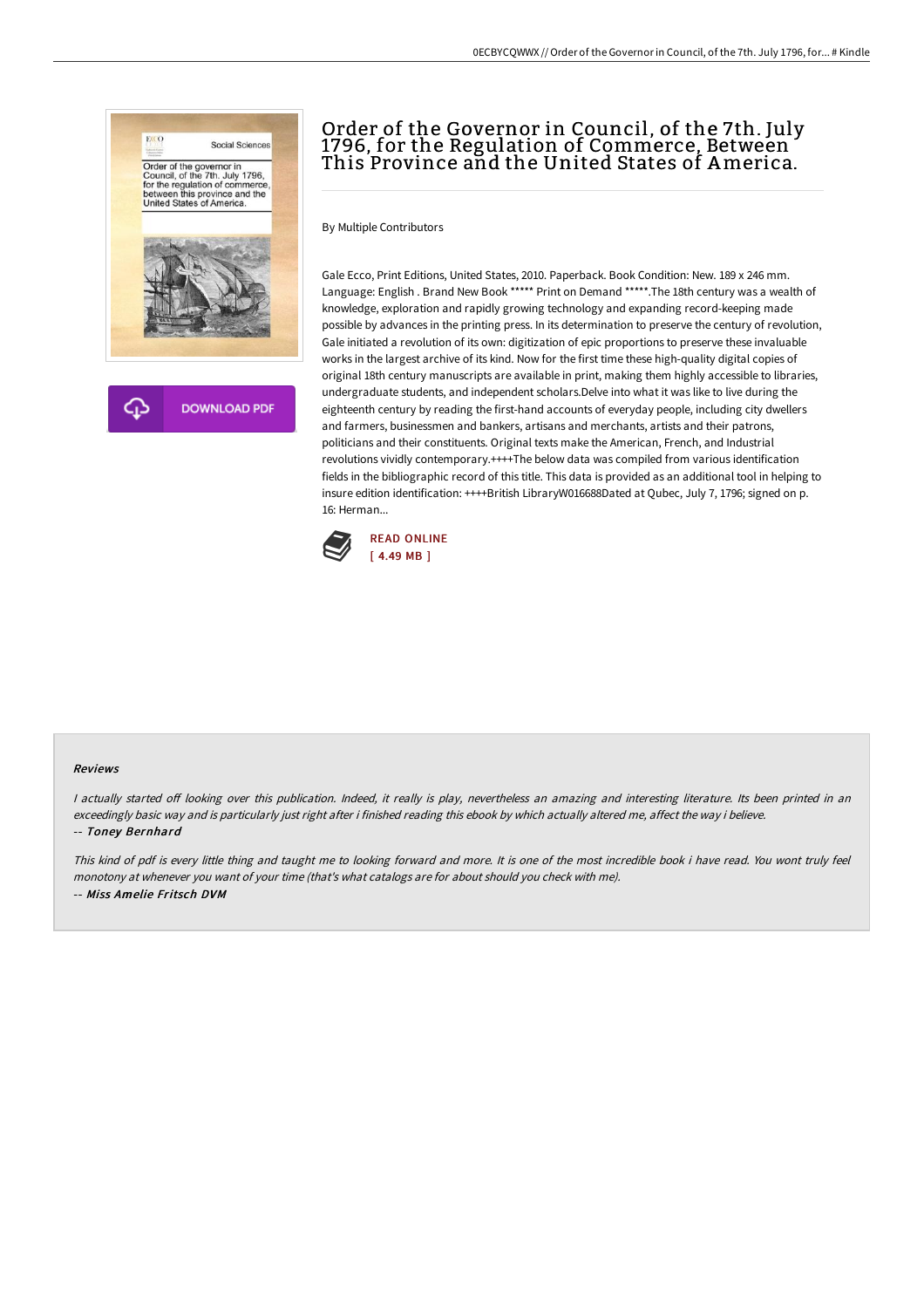# Order of the Governor in Council, of the 7th. July 1796, for the Regulation of Commerce, Between This Province and the United States of America.

By Multiple Contributors

Gale Ecco, Print Editions, United States, 2010. Paperback. Book Condition: New. 189 x 246 mm. Language: English . Brand New Book ***** Print on Demand *****.The 18th century was a wealth of knowledge, exploration and rapidly growing technology and expanding record-keeping made possible by advances in the printing press. In its determination to preserve the century of revolution, Gale initiated a revolution of its own: digitization of epic proportions to preserve these invaluable works in the largest archive of its kind. Now for the first time these high-quality digital copies of original 18th century manuscripts are available in print, making them highly accessible to libraries, undergraduate students, and independent scholars.Delve into what it was like to live during the eighteenth century by reading the first-hand accounts of everyday people, including city dwellers and farmers, businessmen and bankers, artisans and merchants, artists and their patrons, politicians and their constituents. Original texts make the American, French, and Industrial revolutions vividly contemporary.++++The below data was compiled from various identification fields in the bibliographic record of this title. This data is provided as an additional tool in helping to insure edition identification: ++++British LibraryW016688Dated at Qubec, July 7, 1796; signed on p. 16: Herman...

READ ONLINE
[ 4.49 MB ]

DOWNLOAD PDF

## Reviews

*I actually started off looking over this publication. Indeed, it really is play, nevertheless an amazing and interesting literature. Its been printed in an exceedingly basic way and is particularly just right after i finished reading this ebook by which actually altered me, affect the way i believe.*

-- ***Toney Bernhard***

*This kind of pdf is every little thing and taught me to looking forward and more. It is one of the most incredible book i have read. You wont truly feel monotony at whenever you want of your time (that's what catalogs are for about should you check with me).*

-- ***Miss Amelie Fritsch DVM***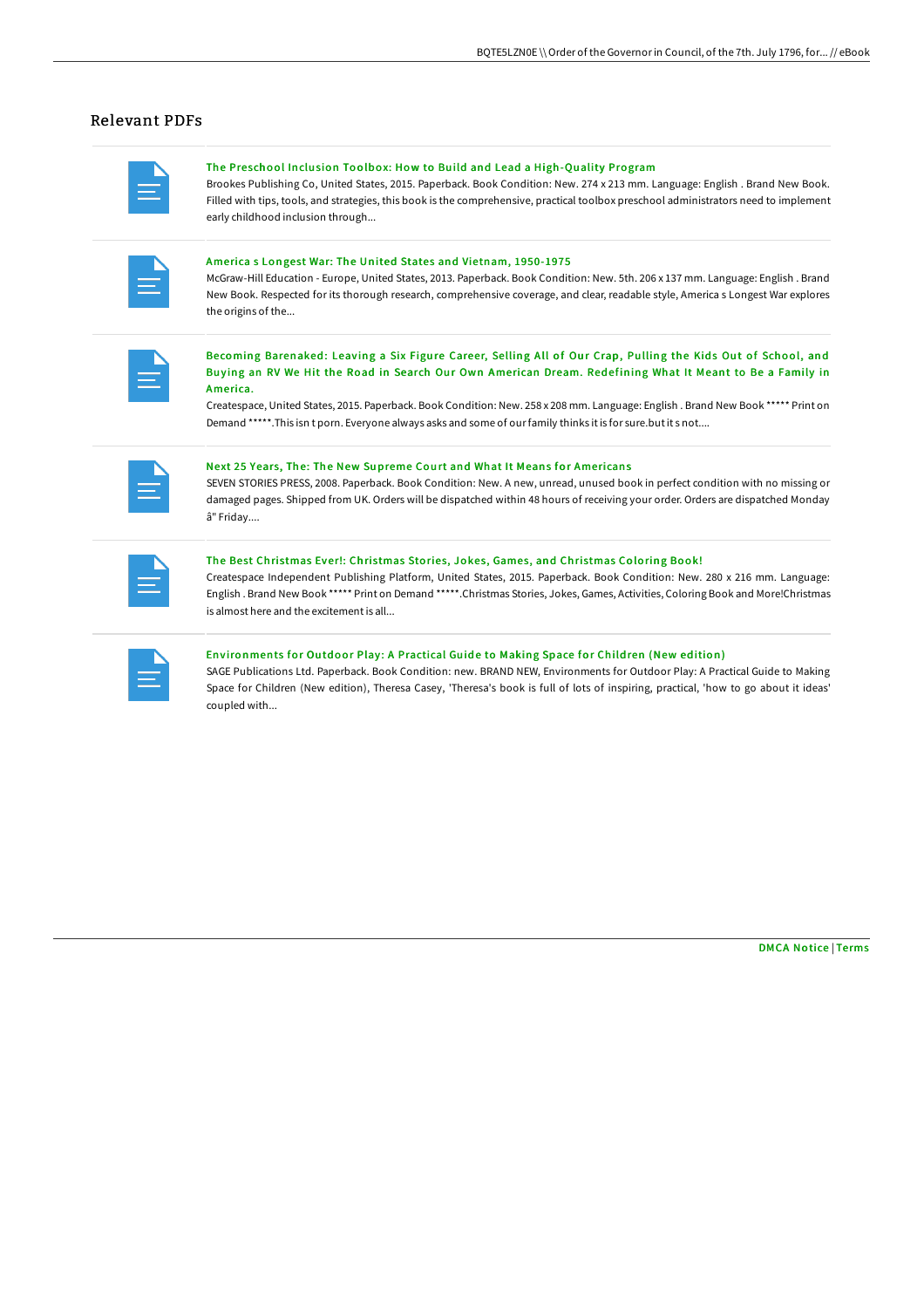## Relevant PDFs

### The Preschool Inclusion Toolbox: How to Build and Lead a High-Quality Program

Brookes Publishing Co, United States, 2015. Paperback. Book Condition: New. 274 x 213 mm. Language: English . Brand New Book. Filled with tips, tools, and strategies, this book is the comprehensive, practical toolbox preschool administrators need to implement early childhood inclusion through...

### America s Longest War: The United States and Vietnam, 1950-1975

McGraw-Hill Education - Europe, United States, 2013. Paperback. Book Condition: New. 5th. 206 x 137 mm. Language: English . Brand New Book. Respected for its thorough research, comprehensive coverage, and clear, readable style, America s Longest War explores the origins of the...

### Becoming Barenaked: Leaving a Six Figure Career, Selling All of Our Crap, Pulling the Kids Out of School, and Buying an RV We Hit the Road in Search Our Own American Dream. Redefining What It Meant to Be a Family in America.

Createspace, United States, 2015. Paperback. Book Condition: New. 258 x 208 mm. Language: English . Brand New Book ***** Print on Demand *****.This isn t porn. Everyone always asks and some of our family thinks it is for sure.but it s not....

### Next 25 Years, The: The New Supreme Court and What It Means for Americans

SEVEN STORIES PRESS, 2008. Paperback. Book Condition: New. A new, unread, unused book in perfect condition with no missing or damaged pages. Shipped from UK. Orders will be dispatched within 48 hours of receiving your order. Orders are dispatched Monday â" Friday....

### The Best Christmas Ever!: Christmas Stories, Jokes, Games, and Christmas Coloring Book!

Createspace Independent Publishing Platform, United States, 2015. Paperback. Book Condition: New. 280 x 216 mm. Language: English . Brand New Book ***** Print on Demand *****.Christmas Stories, Jokes, Games, Activities, Coloring Book and More!Christmas is almost here and the excitement is all...

### Environments for Outdoor Play: A Practical Guide to Making Space for Children (New edition)

SAGE Publications Ltd. Paperback. Book Condition: new. BRAND NEW, Environments for Outdoor Play: A Practical Guide to Making Space for Children (New edition), Theresa Casey, 'Theresa's book is full of lots of inspiring, practical, 'how to go about it ideas' coupled with...

DMCA Notice | Terms